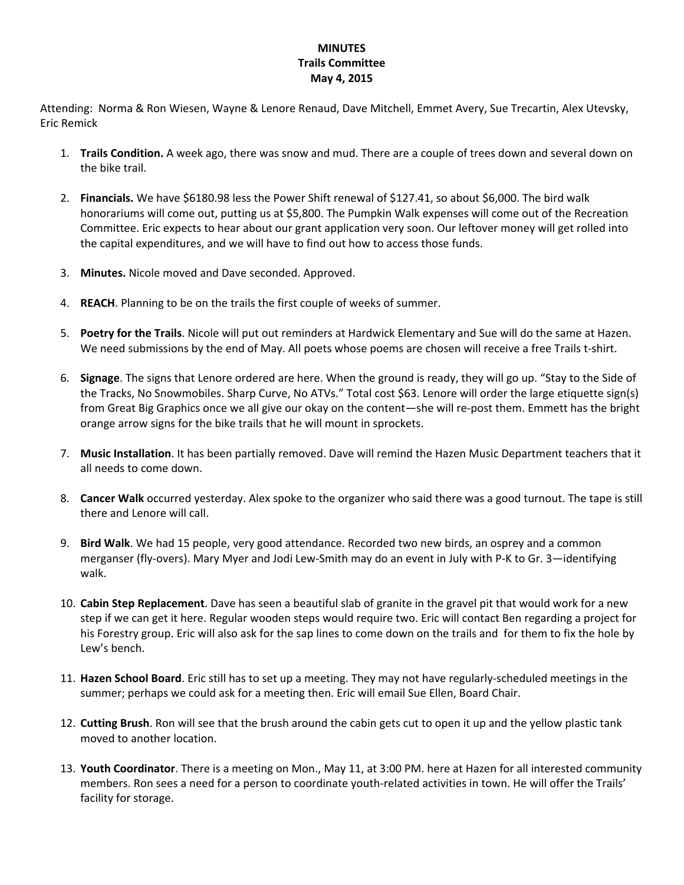**MINUTES**
**Trails Committee**
**May 4, 2015**

Attending: Norma & Ron Wiesen, Wayne & Lenore Renaud, Dave Mitchell, Emmet Avery, Sue Trecartin, Alex Utevsky, Eric Remick

1. **Trails Condition.** A week ago, there was snow and mud. There are a couple of trees down and several down on the bike trail.

2. **Financials.** We have $6180.98 less the Power Shift renewal of $127.41, so about $6,000. The bird walk honorariums will come out, putting us at $5,800. The Pumpkin Walk expenses will come out of the Recreation Committee. Eric expects to hear about our grant application very soon. Our leftover money will get rolled into the capital expenditures, and we will have to find out how to access those funds.

3. **Minutes.** Nicole moved and Dave seconded. Approved.

4. **REACH**. Planning to be on the trails the first couple of weeks of summer.

5. **Poetry for the Trails**. Nicole will put out reminders at Hardwick Elementary and Sue will do the same at Hazen. We need submissions by the end of May. All poets whose poems are chosen will receive a free Trails t-shirt.

6. **Signage**. The signs that Lenore ordered are here. When the ground is ready, they will go up. "Stay to the Side of the Tracks, No Snowmobiles. Sharp Curve, No ATVs." Total cost $63. Lenore will order the large etiquette sign(s) from Great Big Graphics once we all give our okay on the content—she will re-post them. Emmett has the bright orange arrow signs for the bike trails that he will mount in sprockets.

7. **Music Installation**. It has been partially removed. Dave will remind the Hazen Music Department teachers that it all needs to come down.

8. **Cancer Walk** occurred yesterday. Alex spoke to the organizer who said there was a good turnout. The tape is still there and Lenore will call.

9. **Bird Walk**. We had 15 people, very good attendance. Recorded two new birds, an osprey and a common merganser (fly-overs). Mary Myer and Jodi Lew-Smith may do an event in July with P-K to Gr. 3—identifying walk.

10. **Cabin Step Replacement**. Dave has seen a beautiful slab of granite in the gravel pit that would work for a new step if we can get it here. Regular wooden steps would require two. Eric will contact Ben regarding a project for his Forestry group. Eric will also ask for the sap lines to come down on the trails and for them to fix the hole by Lew's bench.

11. **Hazen School Board**. Eric still has to set up a meeting. They may not have regularly-scheduled meetings in the summer; perhaps we could ask for a meeting then. Eric will email Sue Ellen, Board Chair.

12. **Cutting Brush**. Ron will see that the brush around the cabin gets cut to open it up and the yellow plastic tank moved to another location.

13. **Youth Coordinator**. There is a meeting on Mon., May 11, at 3:00 PM. here at Hazen for all interested community members. Ron sees a need for a person to coordinate youth-related activities in town. He will offer the Trails' facility for storage.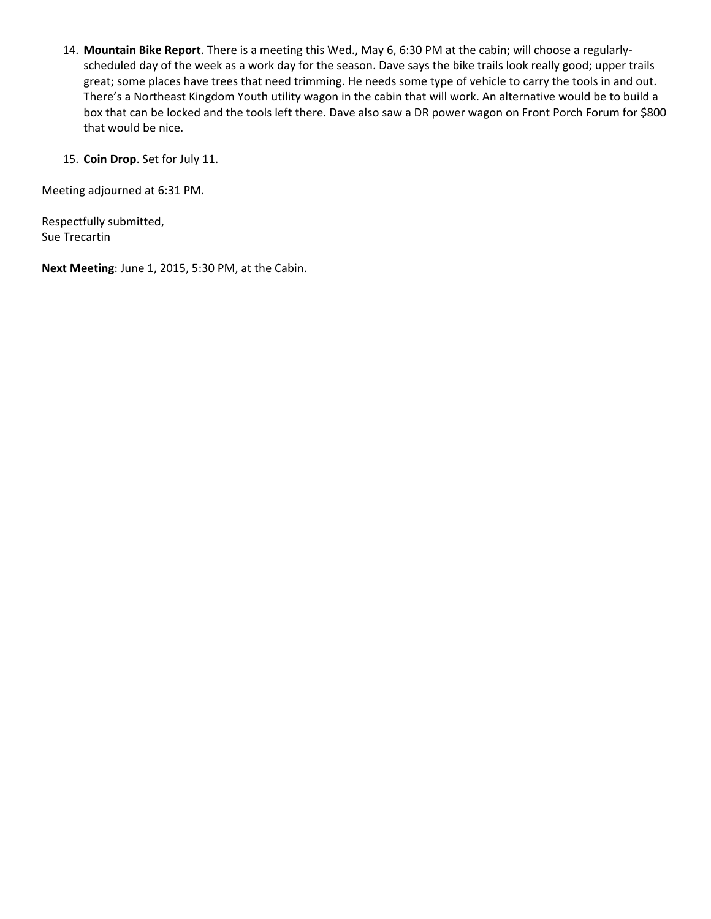14. **Mountain Bike Report**. There is a meeting this Wed., May 6, 6:30 PM at the cabin; will choose a regularly-scheduled day of the week as a work day for the season. Dave says the bike trails look really good; upper trails great; some places have trees that need trimming. He needs some type of vehicle to carry the tools in and out. There's a Northeast Kingdom Youth utility wagon in the cabin that will work. An alternative would be to build a box that can be locked and the tools left there. Dave also saw a DR power wagon on Front Porch Forum for $800 that would be nice.

15. **Coin Drop**. Set for July 11.

Meeting adjourned at 6:31 PM.

Respectfully submitted,
Sue Trecartin

**Next Meeting**: June 1, 2015, 5:30 PM, at the Cabin.